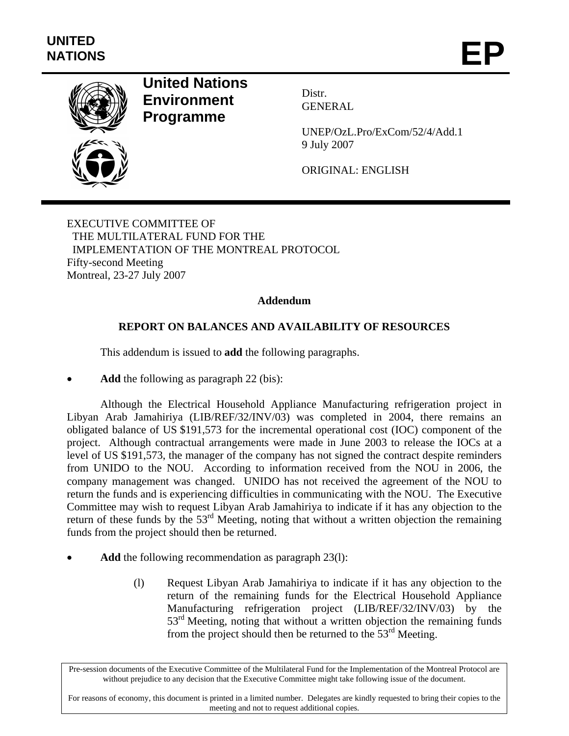UNITED NATIONS

# EP

**United Nations Environment Programme**

Distr.
GENERAL

UNEP/OzL.Pro/ExCom/52/4/Add.1
9 July 2007

ORIGINAL: ENGLISH

EXECUTIVE COMMITTEE OF
THE MULTILATERAL FUND FOR THE
IMPLEMENTATION OF THE MONTREAL PROTOCOL
Fifty-second Meeting
Montreal, 23-27 July 2007

**Addendum**

## REPORT ON BALANCES AND AVAILABILITY OF RESOURCES

This addendum is issued to **add** the following paragraphs.

- **Add** the following as paragraph 22 (bis):

Although the Electrical Household Appliance Manufacturing refrigeration project in Libyan Arab Jamahiriya (LIB/REF/32/INV/03) was completed in 2004, there remains an obligated balance of US $191,573 for the incremental operational cost (IOC) component of the project. Although contractual arrangements were made in June 2003 to release the IOCs at a level of US $191,573, the manager of the company has not signed the contract despite reminders from UNIDO to the NOU. According to information received from the NOU in 2006, the company management was changed. UNIDO has not received the agreement of the NOU to return the funds and is experiencing difficulties in communicating with the NOU. The Executive Committee may wish to request Libyan Arab Jamahiriya to indicate if it has any objection to the return of these funds by the 53rd Meeting, noting that without a written objection the remaining funds from the project should then be returned.

- **Add** the following recommendation as paragraph 23(l):

(l) Request Libyan Arab Jamahiriya to indicate if it has any objection to the return of the remaining funds for the Electrical Household Appliance Manufacturing refrigeration project (LIB/REF/32/INV/03) by the 53rd Meeting, noting that without a written objection the remaining funds from the project should then be returned to the 53rd Meeting.

Pre-session documents of the Executive Committee of the Multilateral Fund for the Implementation of the Montreal Protocol are without prejudice to any decision that the Executive Committee might take following issue of the document.

For reasons of economy, this document is printed in a limited number. Delegates are kindly requested to bring their copies to the meeting and not to request additional copies.